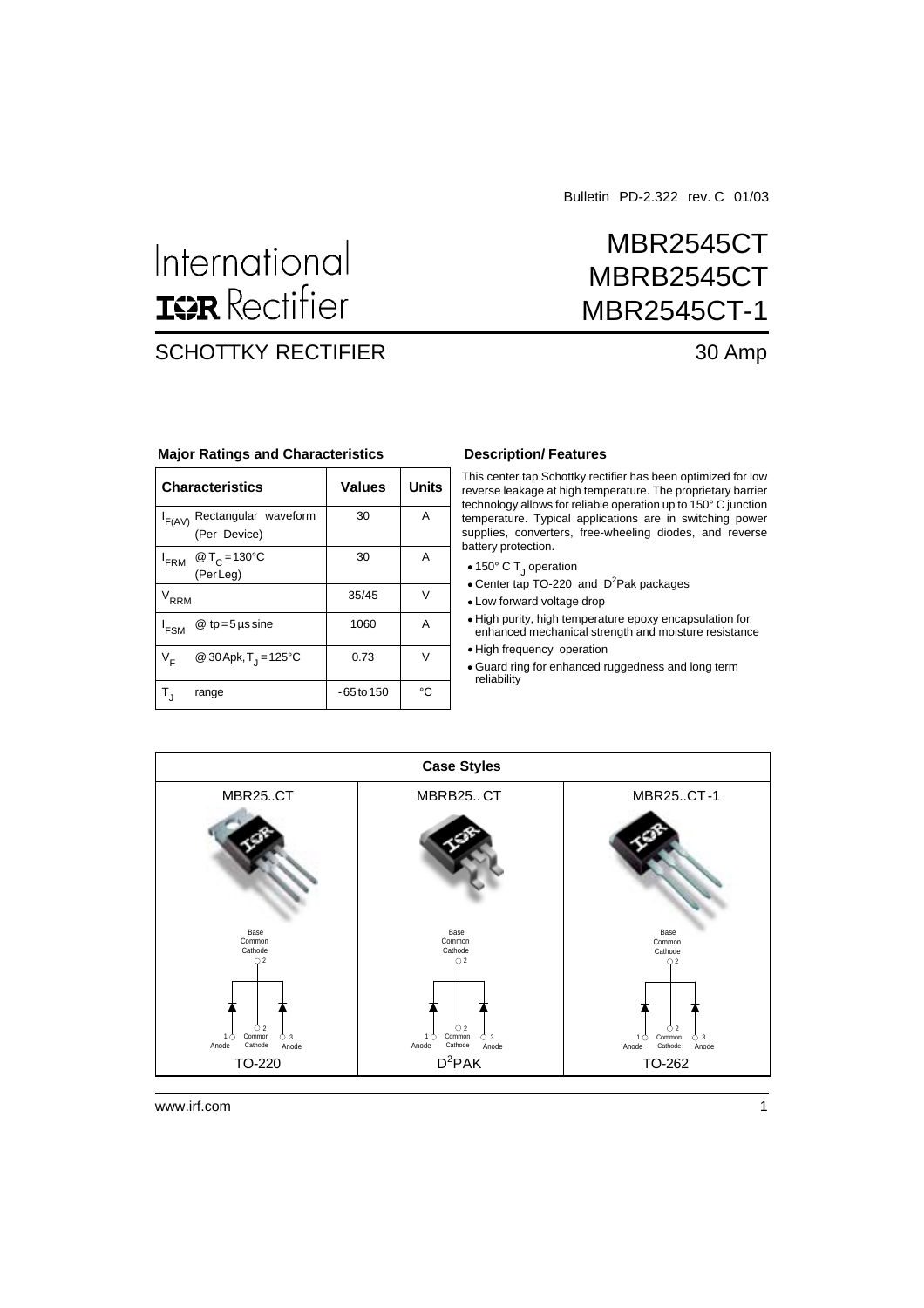Bulletin PD-2.322 rev. C 01/03

International IOR Rectifier

# MBR2545CT
# MBRB2545CT
# MBR2545CT-1

## SCHOTTKY RECTIFIER

30 Amp

### Major Ratings and Characteristics

| Characteristics | Values | Units |
|---|---|---|
| $I_{F(AV)}$ Rectangular waveform (Per Device) | 30 | A |
| $I_{FRM}$ @ $T_C = 130°C$ (Per Leg) | 30 | A |
| $V_{RRM}$ | 35/45 | V |
| $I_{FSM}$ @ tp = 5 µs sine | 1060 | A |
| $V_F$ @ 30 Apk, $T_J = 125°C$ | 0.73 | V |
| $T_J$ range | - 65 to 150 | °C |

### Description/ Features

This center tap Schottky rectifier has been optimized for low reverse leakage at high temperature. The proprietary barrier technology allows for reliable operation up to 150° C junction temperature. Typical applications are in switching power supplies, converters, free-wheeling diodes, and reverse battery protection.

- 150° C $T_J$ operation
- Center tap TO-220 and $D^2$Pak packages
- Low forward voltage drop
- High purity, high temperature epoxy encapsulation for enhanced mechanical strength and moisture resistance
- High frequency operation
- Guard ring for enhanced ruggedness and long term reliability

### Case Styles

| MBR25..CT | MBRB25.. CT | MBR25..CT-1 |
|---|---|---|
| Base Common Cathode 2; 1 Anode, 2 Common Cathode, 3 Anode | Base Common Cathode 2; 1 Anode, 2 Common Cathode, 3 Anode | Base Common Cathode 2; 1 Anode, 2 Common Cathode, 3 Anode |
| TO-220 | $D^2$PAK | TO-262 |

www.irf.com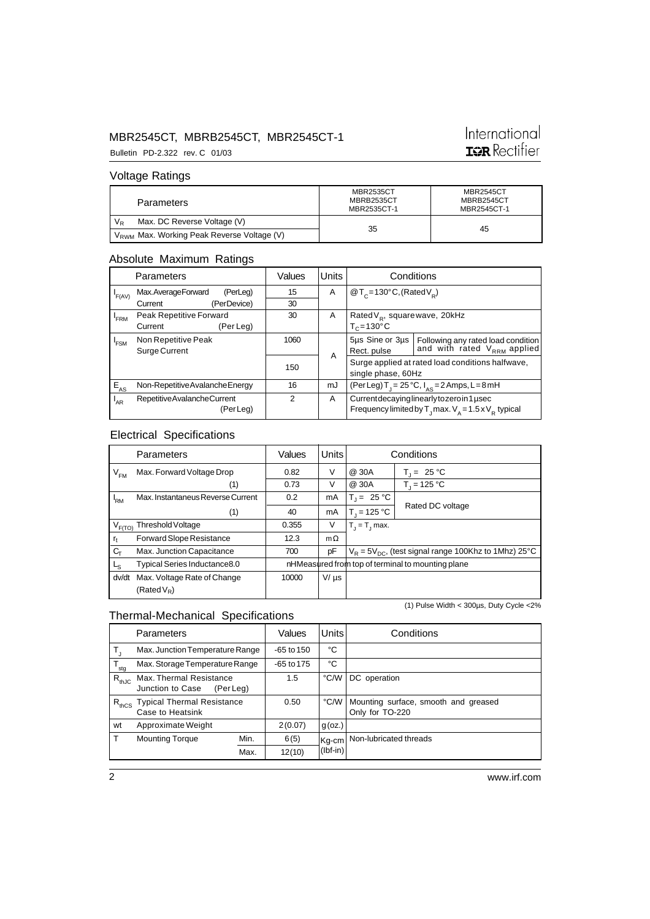## Voltage Ratings

| Parameters | MBR2535CT MBRB2535CT MBR2535CT-1 | MBR2545CT MBRB2545CT MBR2545CT-1 |
|---|---|---|
| $V_R$ Max. DC Reverse Voltage (V) | 35 | 45 |
| $V_{RWM}$ Max. Working Peak Reverse Voltage (V) | | |

## Absolute Maximum Ratings

| | Parameters | Values | Units | Conditions | |
|---|---|---|---|---|---|
| $I_{F(AV)}$ | Max. Average Forward Current (Per Leg) | 15 | A | @ $T_C$ = 130°C, (Rated $V_R$) | |
| | (Per Device) | 30 | | | |
| $I_{FRM}$ | Peak Repetitive Forward Current (Per Leg) | 30 | A | Rated $V_R$, square wave, 20kHz $T_C$ = 130°C | |
| $I_{FSM}$ | Non Repetitive Peak Surge Current | 1060 | A | 5µs Sine or 3µs Rect. pulse | Following any rated load condition and with rated $V_{RRM}$ applied |
| | | 150 | | Surge applied at rated load conditions halfwave, single phase, 60Hz | |
| $E_{AS}$ | Non-Repetitive Avalanche Energy | 16 | mJ | (Per Leg) $T_J$ = 25 °C, $I_{AS}$ = 2 Amps, L = 8 mH | |
| $I_{AR}$ | Repetitive Avalanche Current (Per Leg) | 2 | A | Current decaying linearly to zero in 1 µsec Frequency limited by $T_J$ max. $V_A$ = 1.5 x $V_R$ typical | |

## Electrical Specifications

| | Parameters | Values | Units | Conditions | |
|---|---|---|---|---|---|
| $V_{FM}$ | Max. Forward Voltage Drop | 0.82 | V | @ 30A | $T_J$ = 25 °C |
| | (1) | 0.73 | V | @ 30A | $T_J$ = 125 °C |
| $I_{RM}$ | Max. Instantaneus Reverse Current | 0.2 | mA | $T_J$ = 25 °C | Rated DC voltage |
| | (1) | 40 | mA | $T_J$ = 125 °C | |
| $V_{F(TO)}$ | Threshold Voltage | 0.355 | V | $T_J$ = $T_J$ max. | |
| $r_t$ | Forward Slope Resistance | 12.3 | mΩ | | |
| $C_T$ | Max. Junction Capacitance | 700 | pF | $V_R$ = 5$V_{DC}$, (test signal range 100Khz to 1Mhz) 25°C | |
| $L_S$ | Typical Series Inductance | 8.0 | nH | Measured from top of terminal to mounting plane | |
| dv/dt | Max. Voltage Rate of Change (Rated $V_R$) | 10000 | V/ µs | | |

(1) Pulse Width < 300µs, Duty Cycle <2%

## Thermal-Mechanical Specifications

| | Parameters | | Values | Units | Conditions |
|---|---|---|---|---|---|
| $T_J$ | Max. Junction Temperature Range | | -65 to 150 | °C | |
| $T_{stg}$ | Max. Storage Temperature Range | | -65 to 175 | °C | |
| $R_{thJC}$ | Max. Thermal Resistance Junction to Case (Per Leg) | | 1.5 | °C/W | DC operation |
| $R_{thCS}$ | Typical Thermal Resistance Case to Heatsink | | 0.50 | °C/W | Mounting surface, smooth and greased Only for TO-220 |
| wt | Approximate Weight | | 2 (0.07) | g (oz.) | |
| T | Mounting Torque | Min. | 6 (5) | Kg-cm (lbf-in) | Non-lubricated threads |
| | | Max. | 12 (10) | | |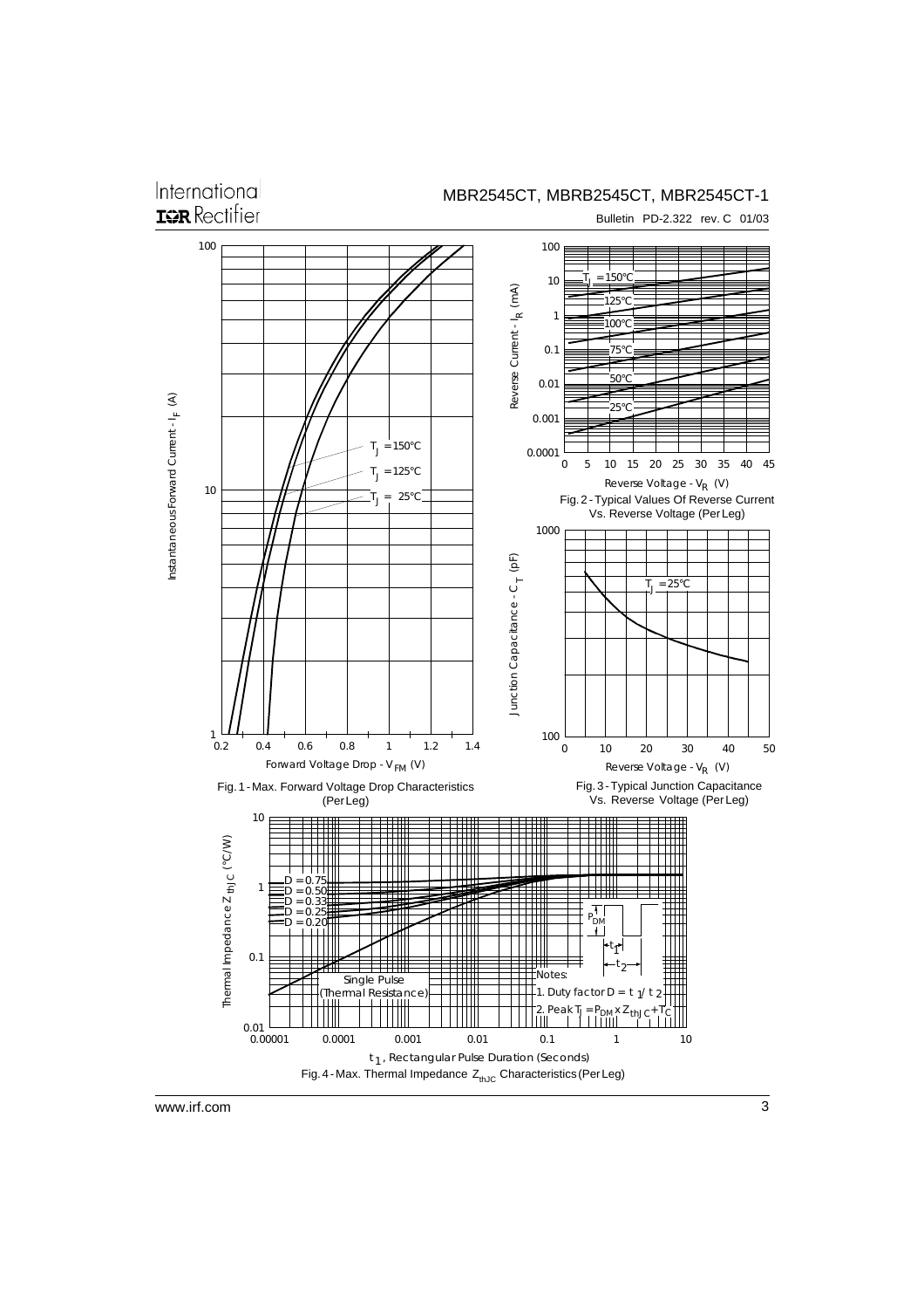Fig. 1 - Max. Forward Voltage Drop Characteristics (Per Leg)

Fig. 2 - Typical Values Of Reverse Current Vs. Reverse Voltage (Per Leg)

Fig. 3 - Typical Junction Capacitance Vs. Reverse Voltage (Per Leg)

Fig. 4 - Max. Thermal Impedance $Z_{thJC}$ Characteristics (Per Leg)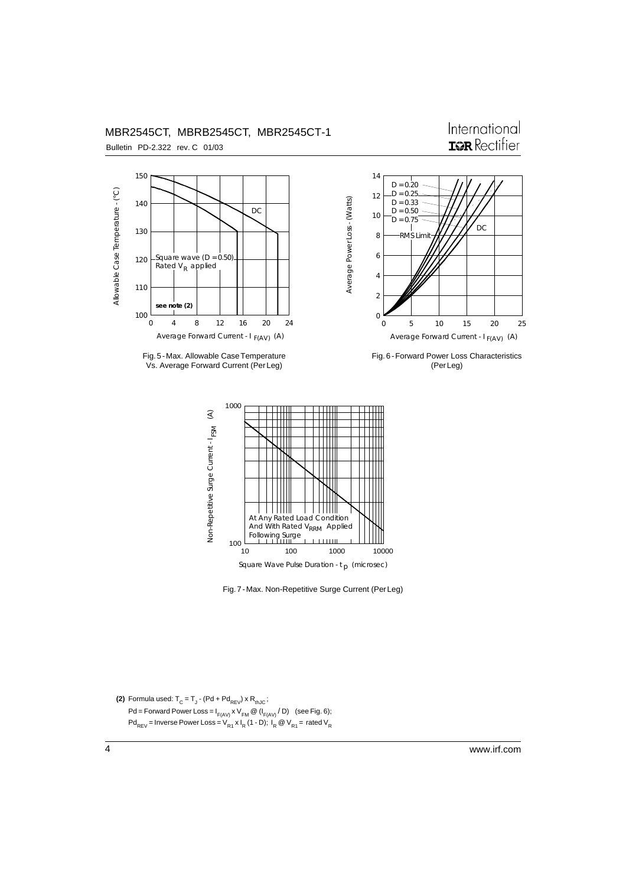Fig. 5 - Max. Allowable Case Temperature Vs. Average Forward Current (Per Leg)

Fig. 6 - Forward Power Loss Characteristics (Per Leg)

Fig. 7 - Max. Non-Repetitive Surge Current (Per Leg)

**(2)** Formula used: $T_C = T_J - (Pd + Pd_{REV}) \times R_{thJC}$;
$Pd$ = Forward Power Loss = $I_{F(AV)} \times V_{FM}$ @ $(I_{F(AV)} / D)$ (see Fig. 6);
$Pd_{REV}$ = Inverse Power Loss = $V_{R1} \times I_R (1 - D)$; $I_R$ @ $V_{R1}$ = rated $V_R$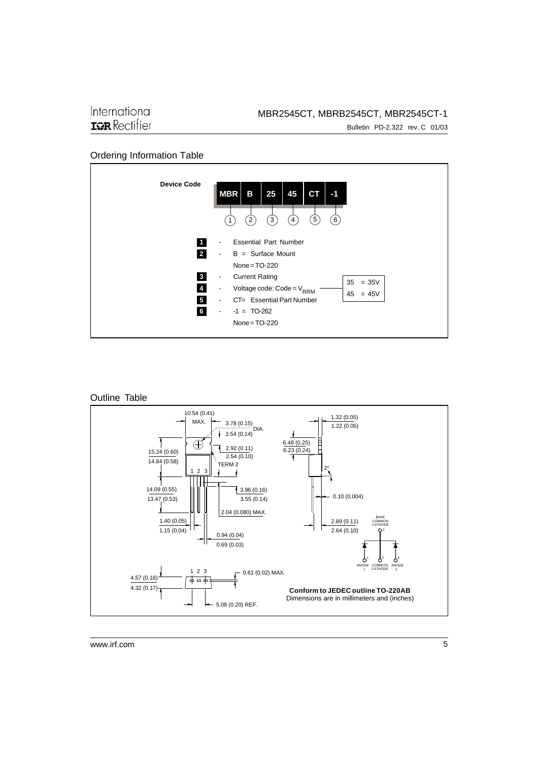## Ordering Information Table

**Device Code**

| MBR | B | 25 | 45 | CT | -1 |
|---|---|---|---|---|---|
| 1 | 2 | 3 | 4 | 5 | 6 |

1 - Essential Part Number
2 - B = Surface Mount
    None = TO-220
3 - Current Rating
4 - Voltage code: Code = $V_{RRM}$ (35 = 35V, 45 = 45V)
5 - CT= Essential Part Number
6 - -1 = TO-262
    None = TO-220

## Outline Table

10.54 (0.41) MAX.
3.78 (0.15) / 3.54 (0.14) DIA.
2.92 (0.11) / 2.54 (0.10)
TERM 2
15.24 (0.60) / 14.84 (0.58)
14.09 (0.55) / 13.47 (0.53)
3.96 (0.16) / 3.55 (0.14)
2.04 (0.080) MAX.
1.40 (0.05) / 1.15 (0.04)
0.94 (0.04) / 0.69 (0.03)
4.57 (0.18) / 4.32 (0.17)
0.61 (0.02) MAX.
5.08 (0.20) REF.
1.32 (0.05) / 1.22 (0.05)
6.48 (0.25) / 6.23 (0.24)
2°
0.10 (0.004)
2.89 (0.11) / 2.64 (0.10)

BASE COMMON CATHODE 2
ANODE 1 — COMMON CATHODE 2 — ANODE 2 (3)

**Conform to JEDEC outline TO-220AB**
Dimensions are in millimeters and (inches)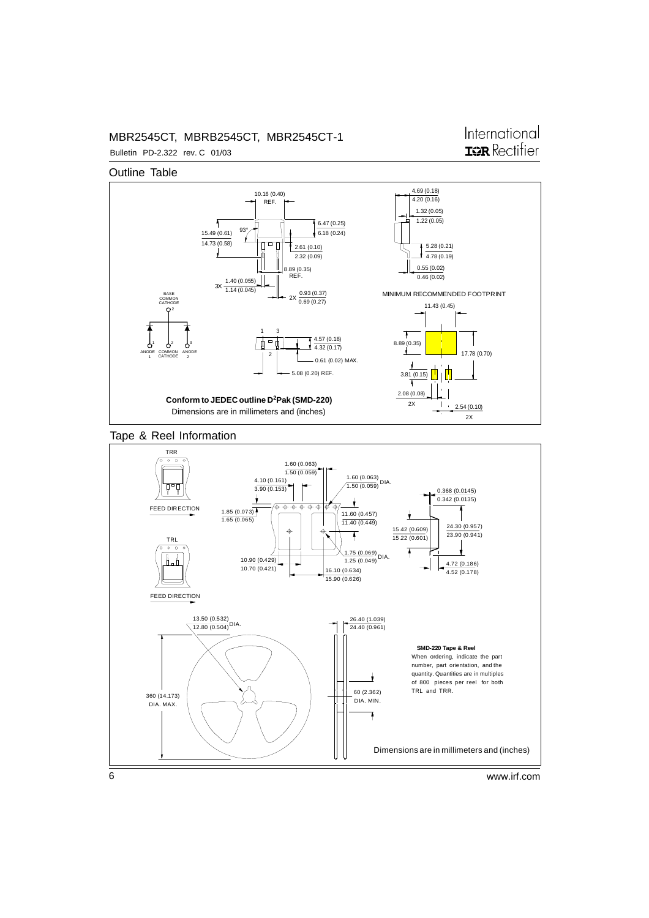## Outline Table

BASE COMMON CATHODE 2

ANODE 1 · COMMON CATHODE 2 · ANODE 2

10.16 (0.40) REF.

15.49 (0.61) / 14.73 (0.58)

93°

6.47 (0.25) / 6.18 (0.24)

2.61 (0.10) / 2.32 (0.09)

8.89 (0.35) REF.

3X 1.40 (0.055) / 1.14 (0.045)

2X 0.93 (0.37) / 0.69 (0.27)

4.57 (0.18) / 4.32 (0.17)

0.61 (0.02) MAX.

5.08 (0.20) REF.

4.69 (0.18) / 4.20 (0.16)

1.32 (0.05) / 1.22 (0.05)

5.28 (0.21) / 4.78 (0.19)

0.55 (0.02) / 0.46 (0.02)

MINIMUM RECOMMENDED FOOTPRINT

11.43 (0.45)

8.89 (0.35)

17.78 (0.70)

3.81 (0.15)

2.08 (0.08) 2X

2.54 (0.10) 2X

**Conform to JEDEC outline $D^2$Pak (SMD-220)**

Dimensions are in millimeters and (inches)

## Tape & Reel Information

TRR

FEED DIRECTION

TRL

FEED DIRECTION

1.60 (0.063) / 1.50 (0.059)

4.10 (0.161) / 3.90 (0.153)

1.60 (0.063) / 1.50 (0.059) DIA.

1.85 (0.073) / 1.65 (0.065)

11.60 (0.457) / 11.40 (0.449)

1.75 (0.069) / 1.25 (0.049) DIA.

10.90 (0.429) / 10.70 (0.421)

16.10 (0.634) / 15.90 (0.626)

0.368 (0.0145) / 0.342 (0.0135)

15.42 (0.609) / 15.22 (0.601)

24.30 (0.957) / 23.90 (0.941)

4.72 (0.186) / 4.52 (0.178)

13.50 (0.532) / 12.80 (0.504) DIA.

26.40 (1.039) / 24.40 (0.961)

360 (14.173) DIA. MAX.

60 (2.362) DIA. MIN.

**SMD-220 Tape & Reel**

When ordering, indicate the part number, part orientation, and the quantity. Quantities are in multiples of 800 pieces per reel for both TRL and TRR.

Dimensions are in millimeters and (inches)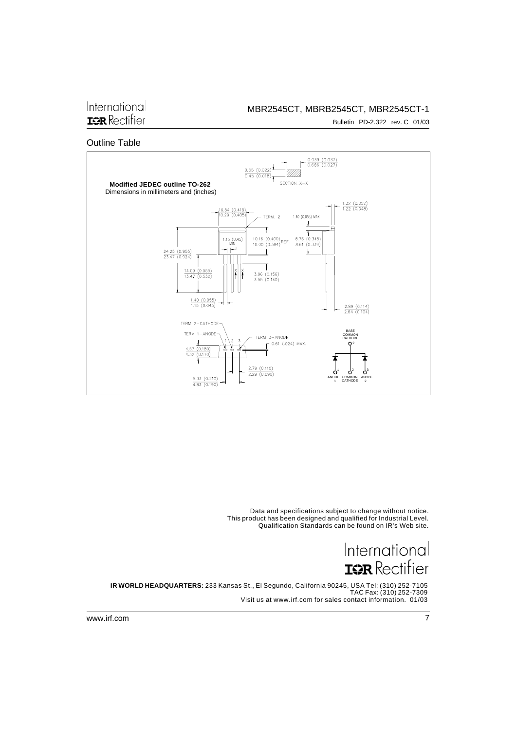## Outline Table

**Modified JEDEC outline TO-262**
Dimensions in millimeters and (inches)

0.939 (0.037)
0.686 (0.027)
0.55 (0.022)
0.45 (0.018)
SECTION X–X

10.54 (0.415)
10.29 (0.405)
TERM. 2
1.40 (0.055) MAX.
1.32 (0.052)
1.22 (0.048)
1.15 (0.45) MIN.
10.16 (0.400)
10.00 (0.394) REF.
8.76 (0.345)
8.61 (0.339)
24.25 (0.955)
23.47 (0.924)
14.09 (0.555)
13.47 (0.530)
3.96 (0.156)
3.55 (0.140)
1.40 (0.055)
1.15 (0.045)
2.89 (0.114)
2.64 (0.104)

TERM 2–CATHODE
TERM 1–ANODE
TERM 3–ANODE
0.61 (.024) MAX.
4.57 (0.180)
4.32 (0.170)
2.79 (0.110)
2.29 (0.090)
5.33 (0.210)
4.83 (0.190)

BASE COMMON CATHODE 2
1 ANODE 1
2 COMMON CATHODE
3 ANODE 2

Data and specifications subject to change without notice.
This product has been designed and qualified for Industrial Level.
Qualification Standards can be found on IR's Web site.

International IOR Rectifier

**IR WORLD HEADQUARTERS:** 233 Kansas St., El Segundo, California 90245, USA Tel: (310) 252-7105
TAC Fax: (310) 252-7309
Visit us at www.irf.com for sales contact information. 01/03